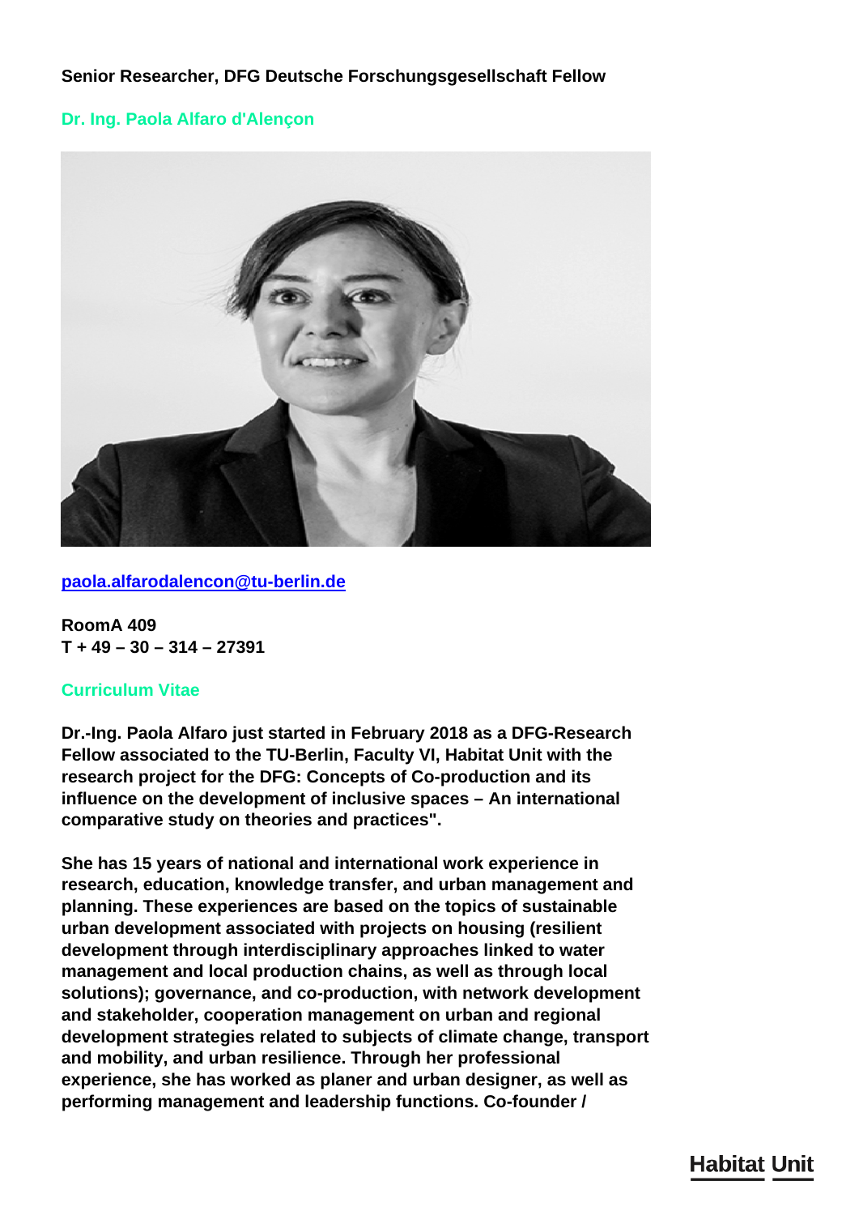**Senior Researcher, DFG Deutsche Forschungsgesellschaft Fellow**

## Dr. Ing. Paola Alfaro d'Alençon

[paola.alfarodalencon@tu-berlin.de](mailto:paola.alfarodalencon@tu-berlin.de)

**RoomA 409**
**T + 49 – 30 – 314 – 27391**

### Curriculum Vitae

**Dr.-Ing. Paola Alfaro just started in February 2018 as a DFG-Research Fellow associated to the TU-Berlin, Faculty VI, Habitat Unit with the research project for the DFG: Concepts of Co-production and its influence on the development of inclusive spaces – An international comparative study on theories and practices".**

**She has 15 years of national and international work experience in research, education, knowledge transfer, and urban management and planning. These experiences are based on the topics of sustainable urban development associated with projects on housing (resilient development through interdisciplinary approaches linked to water management and local production chains, as well as through local solutions); governance, and co-production, with network development and stakeholder, cooperation management on urban and regional development strategies related to subjects of climate change, transport and mobility, and urban resilience. Through her professional experience, she has worked as planer and urban designer, as well as performing management and leadership functions. Co-founder /**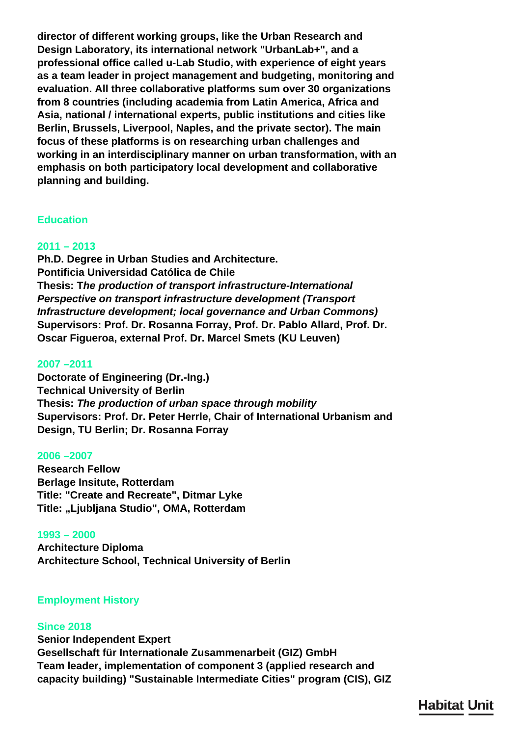**director of different working groups, like the Urban Research and Design Laboratory, its international network "UrbanLab+", and a professional office called u-Lab Studio, with experience of eight years as a team leader in project management and budgeting, monitoring and evaluation. All three collaborative platforms sum over 30 organizations from 8 countries (including academia from Latin America, Africa and Asia, national / international experts, public institutions and cities like Berlin, Brussels, Liverpool, Naples, and the private sector). The main focus of these platforms is on researching urban challenges and working in an interdisciplinary manner on urban transformation, with an emphasis on both participatory local development and collaborative planning and building.**

## Education

### 2011 – 2013

**Ph.D. Degree in Urban Studies and Architecture.**
**Pontificia Universidad Católica de Chile**
**Thesis: T*he production of transport infrastructure-International Perspective on transport infrastructure development (Transport Infrastructure development; local governance and Urban Commons)***
**Supervisors: Prof. Dr. Rosanna Forray, Prof. Dr. Pablo Allard, Prof. Dr. Oscar Figueroa, external Prof. Dr. Marcel Smets (KU Leuven)**

### 2007 –2011

**Doctorate of Engineering (Dr.-Ing.)**
**Technical University of Berlin**
**Thesis: *The production of urban space through mobility***
**Supervisors: Prof. Dr. Peter Herrle, Chair of International Urbanism and Design, TU Berlin; Dr. Rosanna Forray**

### 2006 –2007

**Research Fellow**
**Berlage Insitute, Rotterdam**
**Title: "Create and Recreate", Ditmar Lyke**
**Title: „Ljubljana Studio", OMA, Rotterdam**

### 1993 – 2000

**Architecture Diploma**
**Architecture School, Technical University of Berlin**

## Employment History

### Since 2018

**Senior Independent Expert**
**Gesellschaft für Internationale Zusammenarbeit (GIZ) GmbH**
**Team leader, implementation of component 3 (applied research and capacity building) "Sustainable Intermediate Cities" program (CIS), GIZ**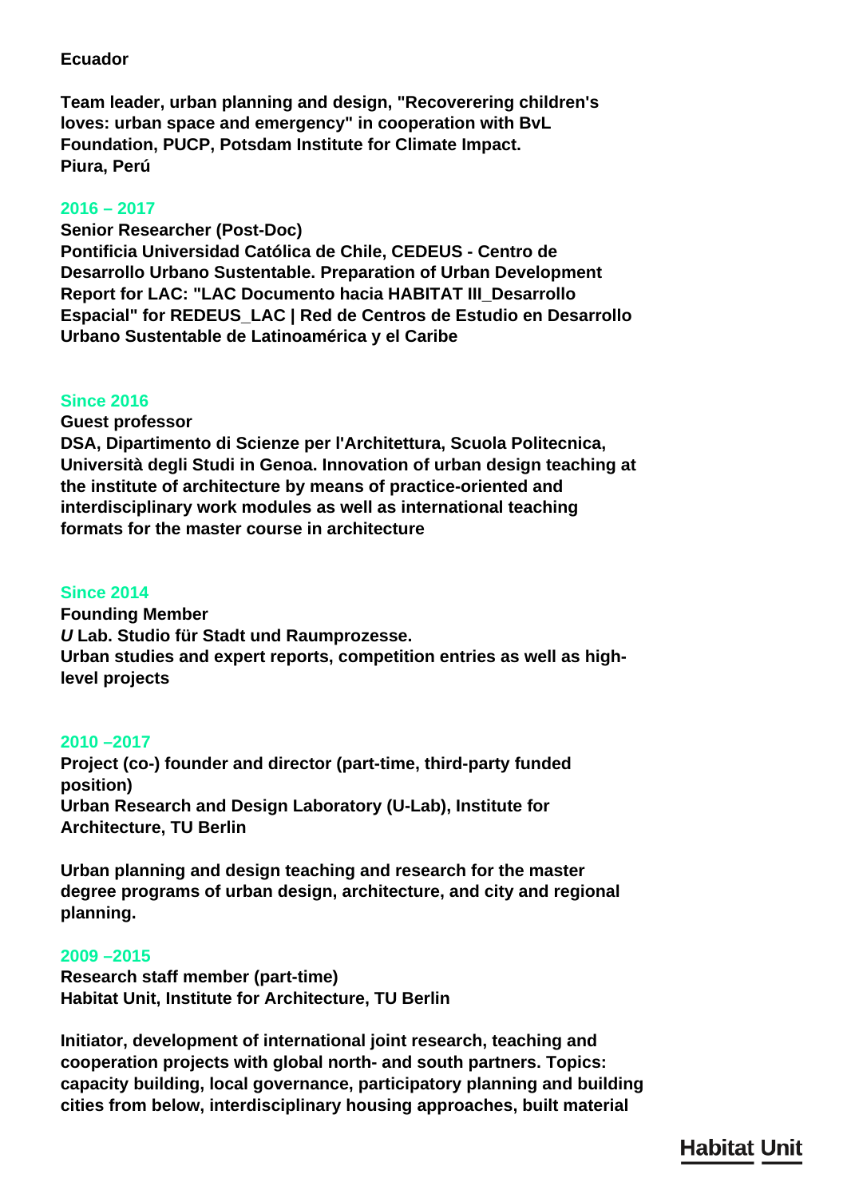**Ecuador**

**Team leader, urban planning and design, "Recoverering children's loves: urban space and emergency" in cooperation with BvL Foundation, PUCP, Potsdam Institute for Climate Impact.**
**Piura, Perú**

**2016 – 2017**
**Senior Researcher (Post-Doc)**
**Pontificia Universidad Católica de Chile, CEDEUS - Centro de Desarrollo Urbano Sustentable. Preparation of Urban Development Report for LAC: "LAC Documento hacia HABITAT III_Desarrollo Espacial" for REDEUS_LAC | Red de Centros de Estudio en Desarrollo Urbano Sustentable de Latinoamérica y el Caribe**

**Since 2016**
**Guest professor**
**DSA, Dipartimento di Scienze per l'Architettura, Scuola Politecnica, Università degli Studi in Genoa. Innovation of urban design teaching at the institute of architecture by means of practice-oriented and interdisciplinary work modules as well as international teaching formats for the master course in architecture**

**Since 2014**
**Founding Member**
***U* Lab. Studio für Stadt und Raumprozesse.**
**Urban studies and expert reports, competition entries as well as high-level projects**

**2010 –2017**
**Project (co-) founder and director (part-time, third-party funded position)**
**Urban Research and Design Laboratory (U-Lab), Institute for Architecture, TU Berlin**

**Urban planning and design teaching and research for the master degree programs of urban design, architecture, and city and regional planning.**

**2009 –2015**
**Research staff member (part-time)**
**Habitat Unit, Institute for Architecture, TU Berlin**

**Initiator, development of international joint research, teaching and cooperation projects with global north- and south partners. Topics: capacity building, local governance, participatory planning and building cities from below, interdisciplinary housing approaches, built material**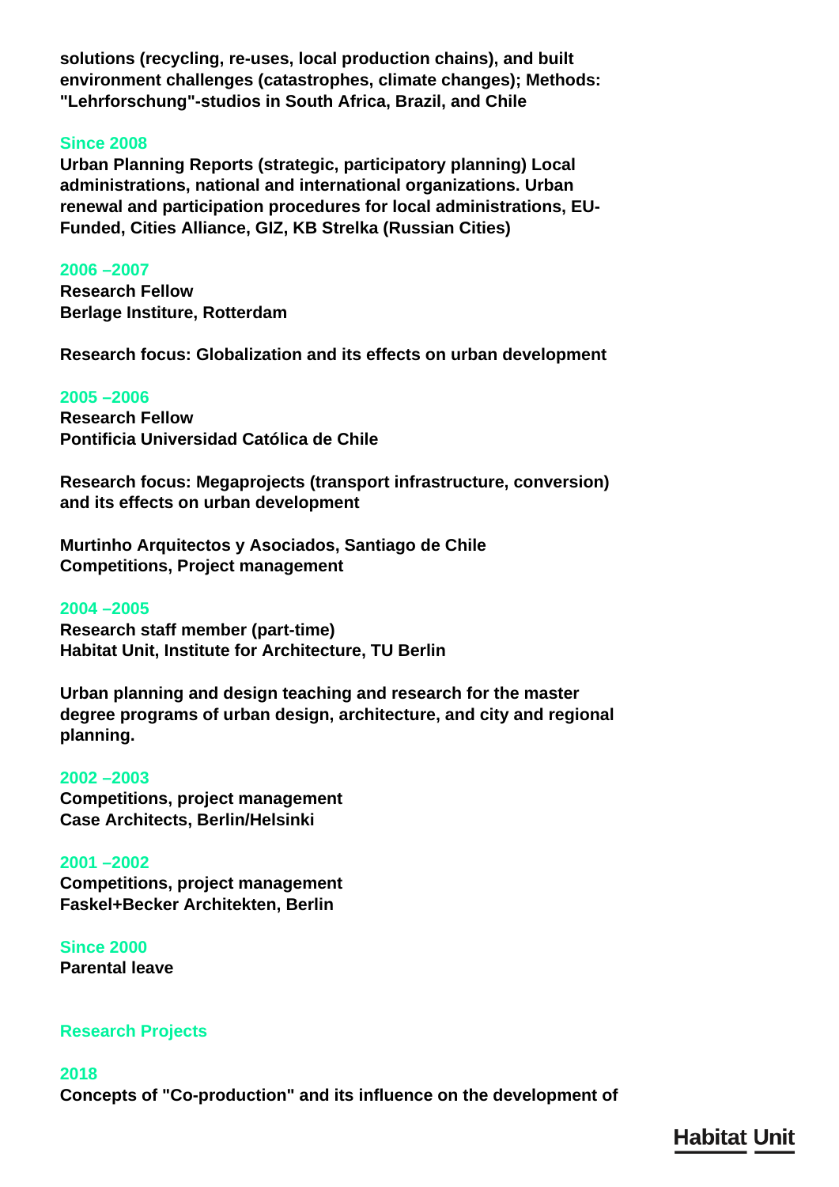**solutions (recycling, re-uses, local production chains), and built environment challenges (catastrophes, climate changes); Methods: "Lehrforschung"-studios in South Africa, Brazil, and Chile**

**Since 2008**

**Urban Planning Reports (strategic, participatory planning) Local administrations, national and international organizations. Urban renewal and participation procedures for local administrations, EU-Funded, Cities Alliance, GIZ, KB Strelka (Russian Cities)**

**2006 –2007**

**Research Fellow**
**Berlage Institure, Rotterdam**

**Research focus: Globalization and its effects on urban development**

**2005 –2006**

**Research Fellow**
**Pontificia Universidad Católica de Chile**

**Research focus: Megaprojects (transport infrastructure, conversion) and its effects on urban development**

**Murtinho Arquitectos y Asociados, Santiago de Chile**
**Competitions, Project management**

**2004 –2005**

**Research staff member (part-time)**
**Habitat Unit, Institute for Architecture, TU Berlin**

**Urban planning and design teaching and research for the master degree programs of urban design, architecture, and city and regional planning.**

**2002 –2003**

**Competitions, project management**
**Case Architects, Berlin/Helsinki**

**2001 –2002**

**Competitions, project management**
**Faskel+Becker Architekten, Berlin**

**Since 2000**

**Parental leave**

## Research Projects

**2018**

**Concepts of "Co-production" and its influence on the development of**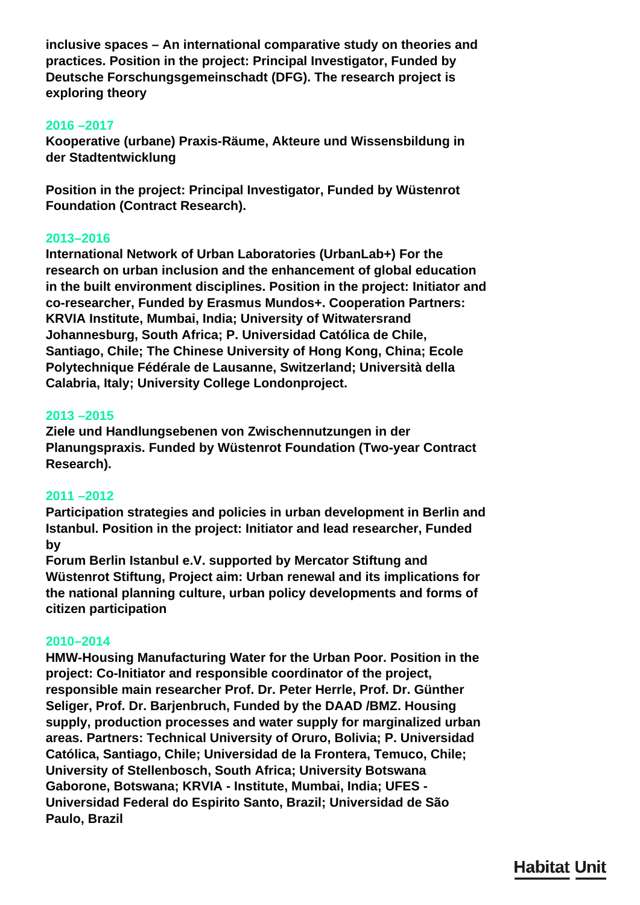**inclusive spaces – An international comparative study on theories and practices. Position in the project: Principal Investigator, Funded by Deutsche Forschungsgemeinschadt (DFG). The research project is exploring theory**

2016 –2017

**Kooperative (urbane) Praxis-Räume, Akteure und Wissensbildung in der Stadtentwicklung**

**Position in the project: Principal Investigator, Funded by Wüstenrot Foundation (Contract Research).**

2013–2016

**International Network of Urban Laboratories (UrbanLab+) For the research on urban inclusion and the enhancement of global education in the built environment disciplines. Position in the project: Initiator and co-researcher, Funded by Erasmus Mundos+. Cooperation Partners: KRVIA Institute, Mumbai, India; University of Witwatersrand Johannesburg, South Africa; P. Universidad Católica de Chile, Santiago, Chile; The Chinese University of Hong Kong, China; Ecole Polytechnique Fédérale de Lausanne, Switzerland; Università della Calabria, Italy; University College Londonproject.**

2013 –2015

**Ziele und Handlungsebenen von Zwischennutzungen in der Planungspraxis. Funded by Wüstenrot Foundation (Two-year Contract Research).**

2011 –2012

**Participation strategies and policies in urban development in Berlin and Istanbul. Position in the project: Initiator and lead researcher, Funded by**
**Forum Berlin Istanbul e.V. supported by Mercator Stiftung and Wüstenrot Stiftung, Project aim: Urban renewal and its implications for the national planning culture, urban policy developments and forms of citizen participation**

2010–2014

**HMW-Housing Manufacturing Water for the Urban Poor. Position in the project: Co-Initiator and responsible coordinator of the project, responsible main researcher Prof. Dr. Peter Herrle, Prof. Dr. Günther Seliger, Prof. Dr. Barjenbruch, Funded by the DAAD /BMZ. Housing supply, production processes and water supply for marginalized urban areas. Partners: Technical University of Oruro, Bolivia; P. Universidad Católica, Santiago, Chile; Universidad de la Frontera, Temuco, Chile; University of Stellenbosch, South Africa; University Botswana Gaborone, Botswana; KRVIA - Institute, Mumbai, India; UFES - Universidad Federal do Espirito Santo, Brazil; Universidad de São Paulo, Brazil**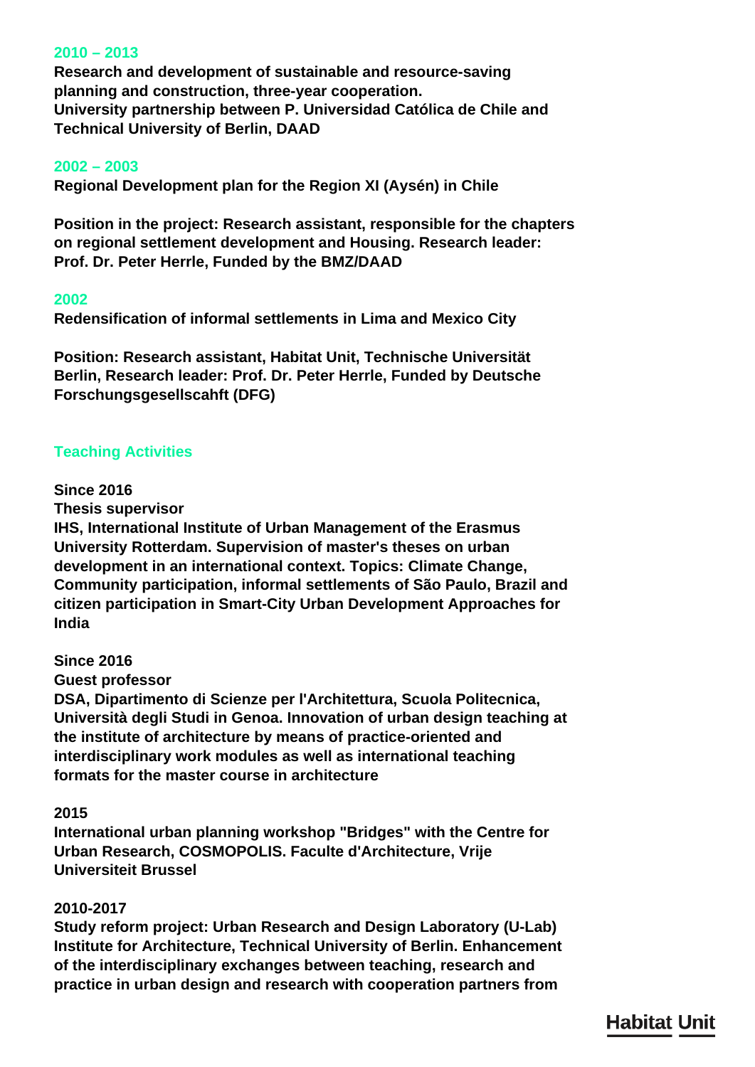**2010 – 2013**

**Research and development of sustainable and resource-saving planning and construction, three-year cooperation.**
**University partnership between P. Universidad Católica de Chile and Technical University of Berlin, DAAD**

**2002 – 2003**

**Regional Development plan for the Region XI (Aysén) in Chile**

**Position in the project: Research assistant, responsible for the chapters on regional settlement development and Housing. Research leader: Prof. Dr. Peter Herrle, Funded by the BMZ/DAAD**

**2002**

**Redensification of informal settlements in Lima and Mexico City**

**Position: Research assistant, Habitat Unit, Technische Universität Berlin, Research leader: Prof. Dr. Peter Herrle, Funded by Deutsche Forschungsgesellscahft (DFG)**

## Teaching Activities

**Since 2016**
**Thesis supervisor**
**IHS, International Institute of Urban Management of the Erasmus University Rotterdam. Supervision of master's theses on urban development in an international context. Topics: Climate Change, Community participation, informal settlements of São Paulo, Brazil and citizen participation in Smart-City Urban Development Approaches for India**

**Since 2016**
**Guest professor**
**DSA, Dipartimento di Scienze per l'Architettura, Scuola Politecnica, Università degli Studi in Genoa. Innovation of urban design teaching at the institute of architecture by means of practice-oriented and interdisciplinary work modules as well as international teaching formats for the master course in architecture**

**2015**
**International urban planning workshop "Bridges" with the Centre for Urban Research, COSMOPOLIS. Faculte d'Architecture, Vrije Universiteit Brussel**

**2010-2017**
**Study reform project: Urban Research and Design Laboratory (U-Lab) Institute for Architecture, Technical University of Berlin. Enhancement of the interdisciplinary exchanges between teaching, research and practice in urban design and research with cooperation partners from**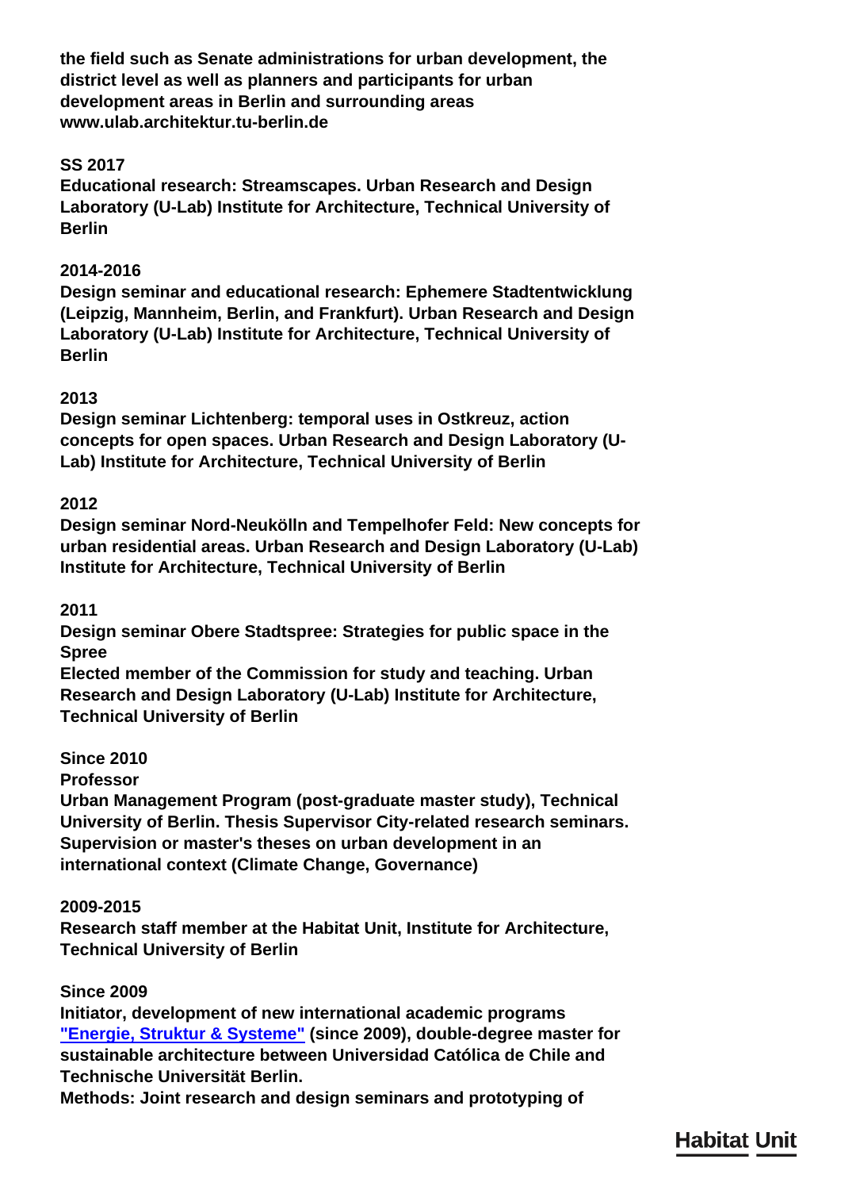**the field such as Senate administrations for urban development, the district level as well as planners and participants for urban development areas in Berlin and surrounding areas**
**www.ulab.architektur.tu-berlin.de**

**SS 2017**
**Educational research: Streamscapes. Urban Research and Design Laboratory (U-Lab) Institute for Architecture, Technical University of Berlin**

**2014-2016**
**Design seminar and educational research: Ephemere Stadtentwicklung (Leipzig, Mannheim, Berlin, and Frankfurt). Urban Research and Design Laboratory (U-Lab) Institute for Architecture, Technical University of Berlin**

**2013**
**Design seminar Lichtenberg: temporal uses in Ostkreuz, action concepts for open spaces. Urban Research and Design Laboratory (U-Lab) Institute for Architecture, Technical University of Berlin**

**2012**
**Design seminar Nord-Neukölln and Tempelhofer Feld: New concepts for urban residential areas. Urban Research and Design Laboratory (U-Lab) Institute for Architecture, Technical University of Berlin**

**2011**
**Design seminar Obere Stadtspree: Strategies for public space in the Spree**
**Elected member of the Commission for study and teaching. Urban Research and Design Laboratory (U-Lab) Institute for Architecture, Technical University of Berlin**

**Since 2010**
**Professor**
**Urban Management Program (post-graduate master study), Technical University of Berlin. Thesis Supervisor City-related research seminars. Supervision or master's theses on urban development in an international context (Climate Change, Governance)**

**2009-2015**
**Research staff member at the Habitat Unit, Institute for Architecture, Technical University of Berlin**

**Since 2009**
**Initiator, development of new international academic programs "Energie, Struktur & Systeme" (since 2009), double-degree master for sustainable architecture between Universidad Católica de Chile and Technische Universität Berlin.**
**Methods: Joint research and design seminars and prototyping of**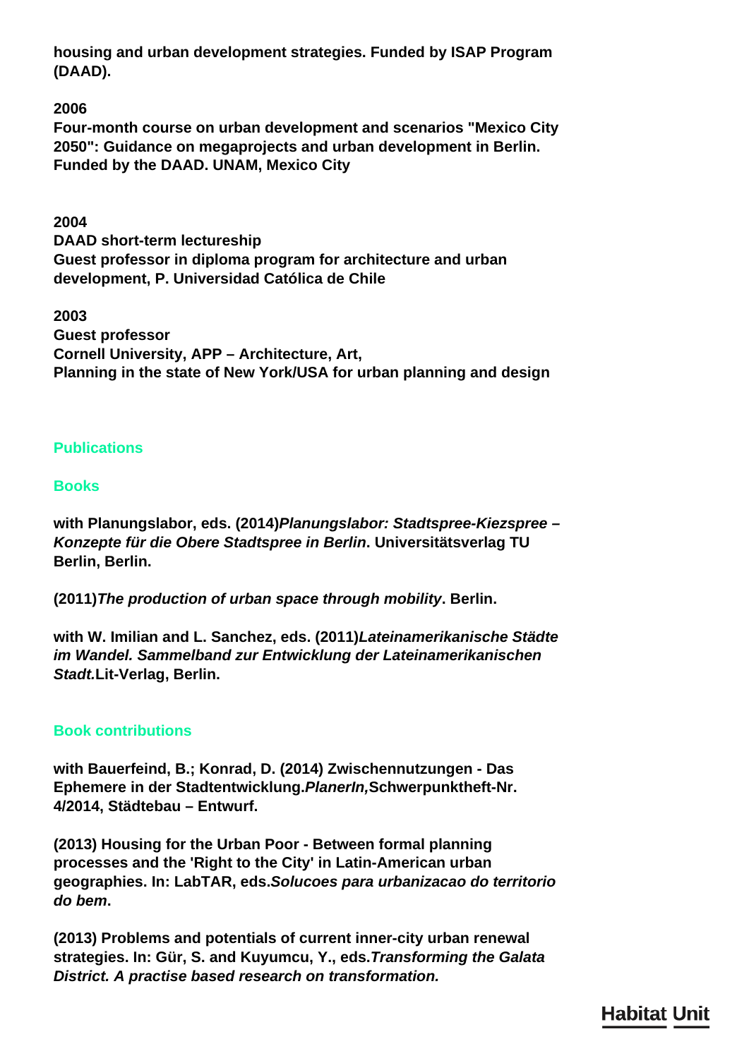**housing and urban development strategies. Funded by ISAP Program (DAAD).**

**2006**
**Four-month course on urban development and scenarios "Mexico City 2050": Guidance on megaprojects and urban development in Berlin. Funded by the DAAD. UNAM, Mexico City**

**2004**
**DAAD short-term lectureship**
**Guest professor in diploma program for architecture and urban development, P. Universidad Católica de Chile**

**2003**
**Guest professor**
**Cornell University, APP – Architecture, Art, Planning in the state of New York/USA for urban planning and design**

## Publications

### Books

**with Planungslabor, eds. (2014)*Planungslabor: Stadtspree-Kiezspree – Konzepte für die Obere Stadtspree in Berlin*. Universitätsverlag TU Berlin, Berlin.**

**(2011)*The production of urban space through mobility*. Berlin.**

**with W. Imilian and L. Sanchez, eds. (2011)*Lateinamerikanische Städte im Wandel. Sammelband zur Entwicklung der Lateinamerikanischen Stadt.*Lit-Verlag, Berlin.**

### Book contributions

**with Bauerfeind, B.; Konrad, D. (2014) Zwischennutzungen - Das Ephemere in der Stadtentwicklung.*PlanerIn,*Schwerpunktheft-Nr. 4/2014, Städtebau – Entwurf.**

**(2013) Housing for the Urban Poor - Between formal planning processes and the 'Right to the City' in Latin-American urban geographies. In: LabTAR, eds.*Solucoes para urbanizacao do territorio do bem*.**

**(2013) Problems and potentials of current inner-city urban renewal strategies. In: Gür, S. and Kuyumcu, Y., eds.*Transforming the Galata District. A practise based research on transformation.***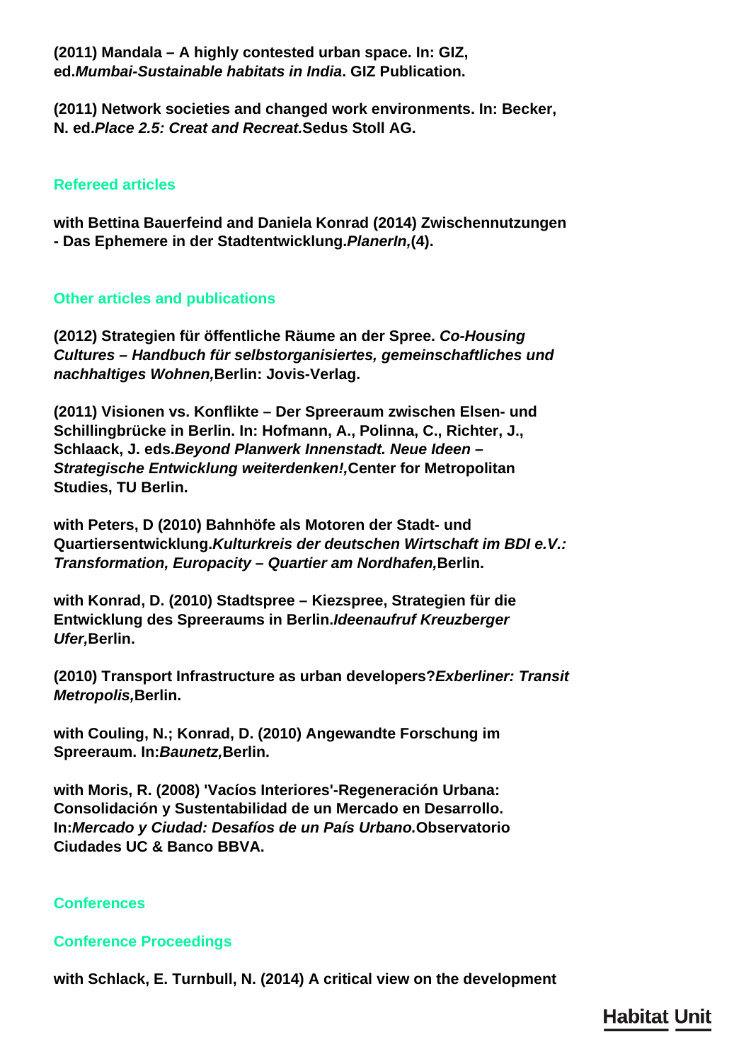**(2011) Mandala – A highly contested urban space. In: GIZ, ed.*Mumbai-Sustainable habitats in India*. GIZ Publication.**

**(2011) Network societies and changed work environments. In: Becker, N. ed.*Place 2.5: Creat and Recreat.*Sedus Stoll AG.**

## Refereed articles

**with Bettina Bauerfeind and Daniela Konrad (2014) Zwischennutzungen - Das Ephemere in der Stadtentwicklung.*PlanerIn,*(4).**

## Other articles and publications

**(2012) Strategien für öffentliche Räume an der Spree. *Co-Housing Cultures – Handbuch für selbstorganisiertes, gemeinschaftliches und nachhaltiges Wohnen,*Berlin: Jovis-Verlag.**

**(2011) Visionen vs. Konflikte – Der Spreeraum zwischen Elsen- und Schillingbrücke in Berlin. In: Hofmann, A., Polinna, C., Richter, J., Schlaack, J. eds.*Beyond Planwerk Innenstadt. Neue Ideen – Strategische Entwicklung weiterdenken!,*Center for Metropolitan Studies, TU Berlin.**

**with Peters, D (2010) Bahnhöfe als Motoren der Stadt- und Quartiersentwicklung.*Kulturkreis der deutschen Wirtschaft im BDI e.V.: Transformation, Europacity – Quartier am Nordhafen,*Berlin.**

**with Konrad, D. (2010) Stadtspree – Kiezspree, Strategien für die Entwicklung des Spreeraums in Berlin.*Ideenaufruf Kreuzberger Ufer,*Berlin.**

**(2010) Transport Infrastructure as urban developers?*Exberliner: Transit Metropolis,*Berlin.**

**with Couling, N.; Konrad, D. (2010) Angewandte Forschung im Spreeraum. In:*Baunetz,*Berlin.**

**with Moris, R. (2008) 'Vacíos Interiores'-Regeneración Urbana: Consolidación y Sustentabilidad de un Mercado en Desarrollo. In:*Mercado y Ciudad: Desafíos de un País Urbano.*Observatorio Ciudades UC & Banco BBVA.**

## Conferences

## Conference Proceedings

**with Schlack, E. Turnbull, N. (2014) A critical view on the development**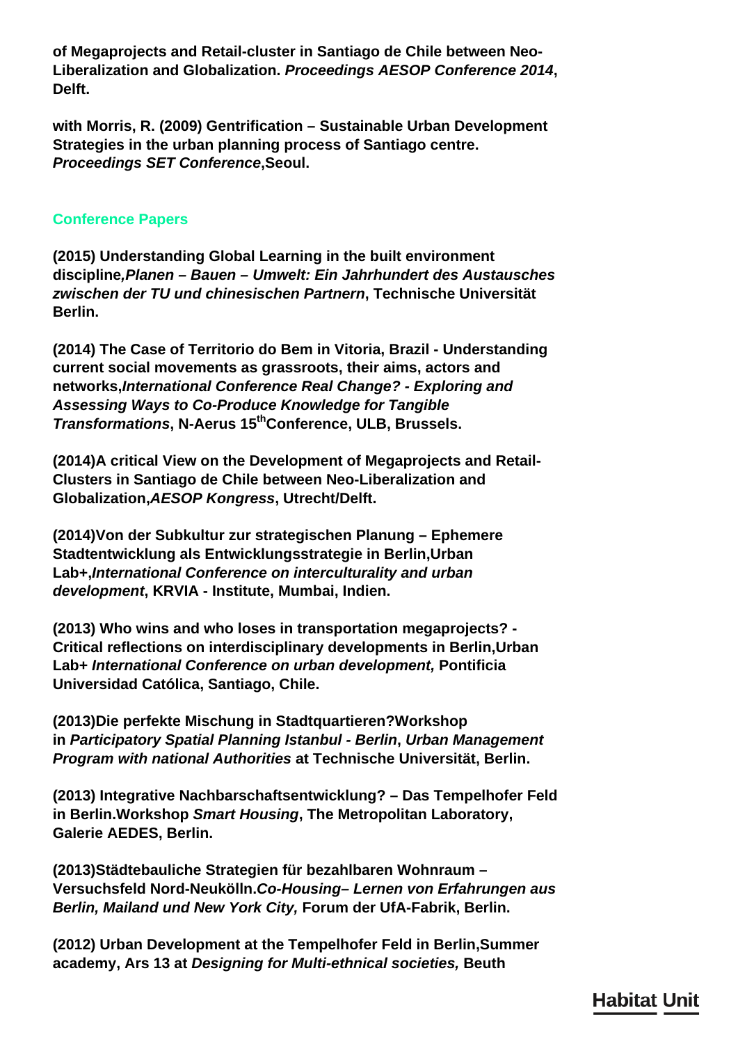**of Megaprojects and Retail-cluster in Santiago de Chile between Neo-Liberalization and Globalization. *Proceedings AESOP Conference 2014*, Delft.**

**with Morris, R. (2009) Gentrification – Sustainable Urban Development Strategies in the urban planning process of Santiago centre. *Proceedings SET Conference*,Seoul.**

## Conference Papers

**(2015) Understanding Global Learning in the built environment discipline*,Planen – Bauen – Umwelt: Ein Jahrhundert des Austausches zwischen der TU und chinesischen Partnern*, Technische Universität Berlin.**

**(2014) The Case of Territorio do Bem in Vitoria, Brazil - Understanding current social movements as grassroots, their aims, actors and networks,*International Conference Real Change? - Exploring and Assessing Ways to Co-Produce Knowledge for Tangible Transformations*, N-Aerus 15thConference, ULB, Brussels.**

**(2014)A critical View on the Development of Megaprojects and Retail-Clusters in Santiago de Chile between Neo-Liberalization and Globalization,*AESOP Kongress*, Utrecht/Delft.**

**(2014)Von der Subkultur zur strategischen Planung – Ephemere Stadtentwicklung als Entwicklungsstrategie in Berlin,Urban Lab+,*International Conference on interculturality and urban development*, KRVIA - Institute, Mumbai, Indien.**

**(2013) Who wins and who loses in transportation megaprojects? - Critical reflections on interdisciplinary developments in Berlin,Urban Lab+ *International Conference on urban development,* Pontificia Universidad Católica, Santiago, Chile.**

**(2013)Die perfekte Mischung in Stadtquartieren?Workshop in *Participatory Spatial Planning Istanbul - Berlin*, *Urban Management Program with national Authorities* at Technische Universität, Berlin.**

**(2013) Integrative Nachbarschaftsentwicklung? – Das Tempelhofer Feld in Berlin.Workshop *Smart Housing*, The Metropolitan Laboratory, Galerie AEDES, Berlin.**

**(2013)Städtebauliche Strategien für bezahlbaren Wohnraum – Versuchsfeld Nord-Neukölln.*Co-Housing– Lernen von Erfahrungen aus Berlin, Mailand und New York City,* Forum der UfA-Fabrik, Berlin.**

**(2012) Urban Development at the Tempelhofer Feld in Berlin,Summer academy, Ars 13 at *Designing for Multi-ethnical societies,* Beuth**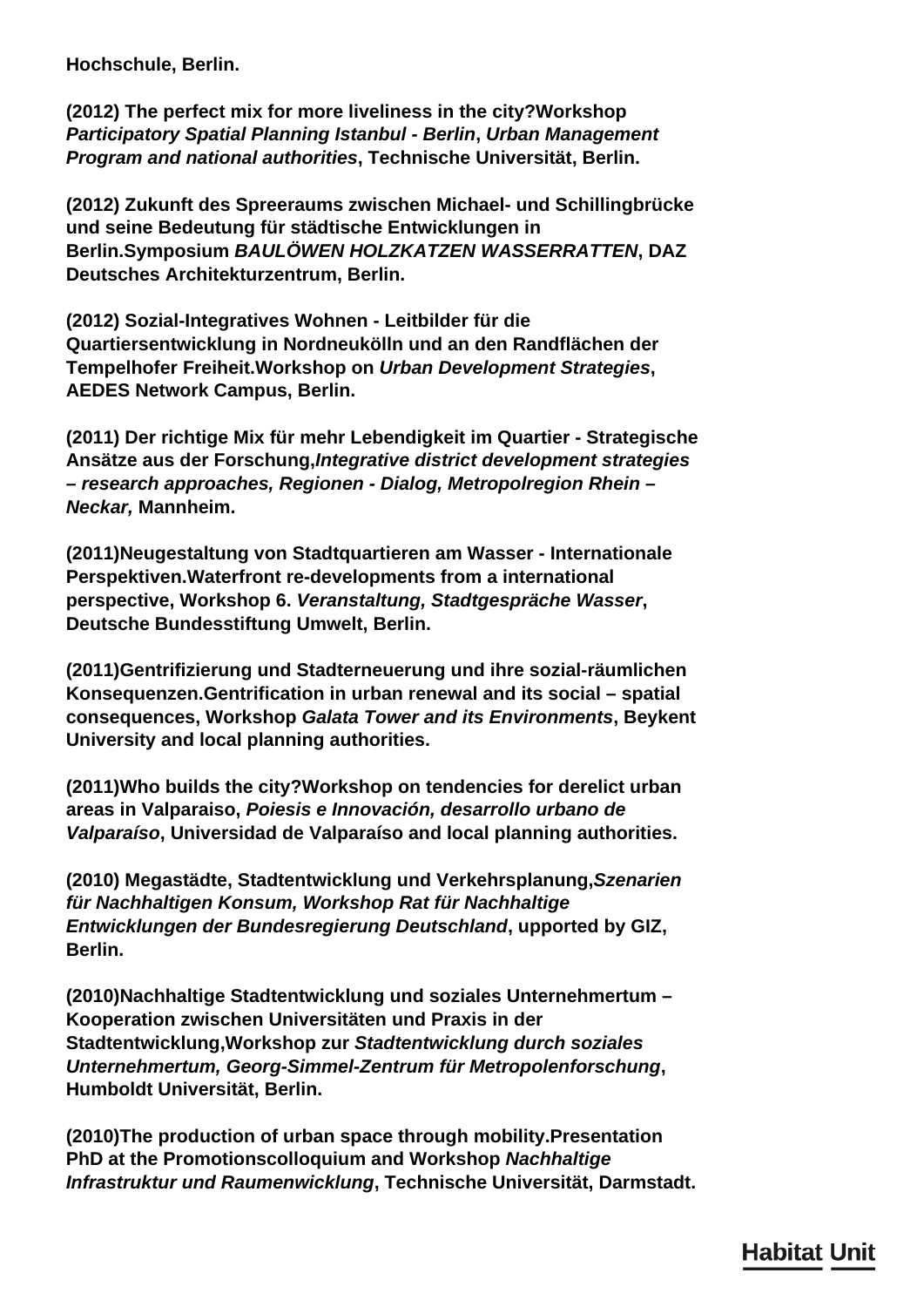**Hochschule, Berlin.**

**(2012) The perfect mix for more liveliness in the city?Workshop *Participatory Spatial Planning Istanbul - Berlin*, *Urban Management Program and national authorities*, Technische Universität, Berlin.**

**(2012) Zukunft des Spreeraums zwischen Michael- und Schillingbrücke und seine Bedeutung für städtische Entwicklungen in Berlin.Symposium *BAULÖWEN HOLZKATZEN WASSERRATTEN*, DAZ Deutsches Architekturzentrum, Berlin.**

**(2012) Sozial-Integratives Wohnen - Leitbilder für die Quartiersentwicklung in Nordneukölln und an den Randflächen der Tempelhofer Freiheit.Workshop on *Urban Development Strategies*, AEDES Network Campus, Berlin.**

**(2011) Der richtige Mix für mehr Lebendigkeit im Quartier - Strategische Ansätze aus der Forschung,*Integrative district development strategies – research approaches, Regionen - Dialog, Metropolregion Rhein – Neckar,* Mannheim.**

**(2011)Neugestaltung von Stadtquartieren am Wasser - Internationale Perspektiven.Waterfront re-developments from a international perspective, Workshop 6. *Veranstaltung, Stadtgespräche Wasser*, Deutsche Bundesstiftung Umwelt, Berlin.**

**(2011)Gentrifizierung und Stadterneuerung und ihre sozial-räumlichen Konsequenzen.Gentrification in urban renewal and its social – spatial consequences, Workshop *Galata Tower and its Environments*, Beykent University and local planning authorities.**

**(2011)Who builds the city?Workshop on tendencies for derelict urban areas in Valparaiso, *Poiesis e Innovación, desarrollo urbano de Valparaíso*, Universidad de Valparaíso and local planning authorities.**

**(2010) Megastädte, Stadtentwicklung und Verkehrsplanung,*Szenarien für Nachhaltigen Konsum, Workshop Rat für Nachhaltige Entwicklungen der Bundesregierung Deutschland*, upported by GIZ, Berlin.**

**(2010)Nachhaltige Stadtentwicklung und soziales Unternehmertum – Kooperation zwischen Universitäten und Praxis in der Stadtentwicklung,Workshop zur *Stadtentwicklung durch soziales Unternehmertum, Georg-Simmel-Zentrum für Metropolenforschung*, Humboldt Universität, Berlin.**

**(2010)The production of urban space through mobility.Presentation PhD at the Promotionscolloquium and Workshop *Nachhaltige Infrastruktur und Raumenwicklung*, Technische Universität, Darmstadt.**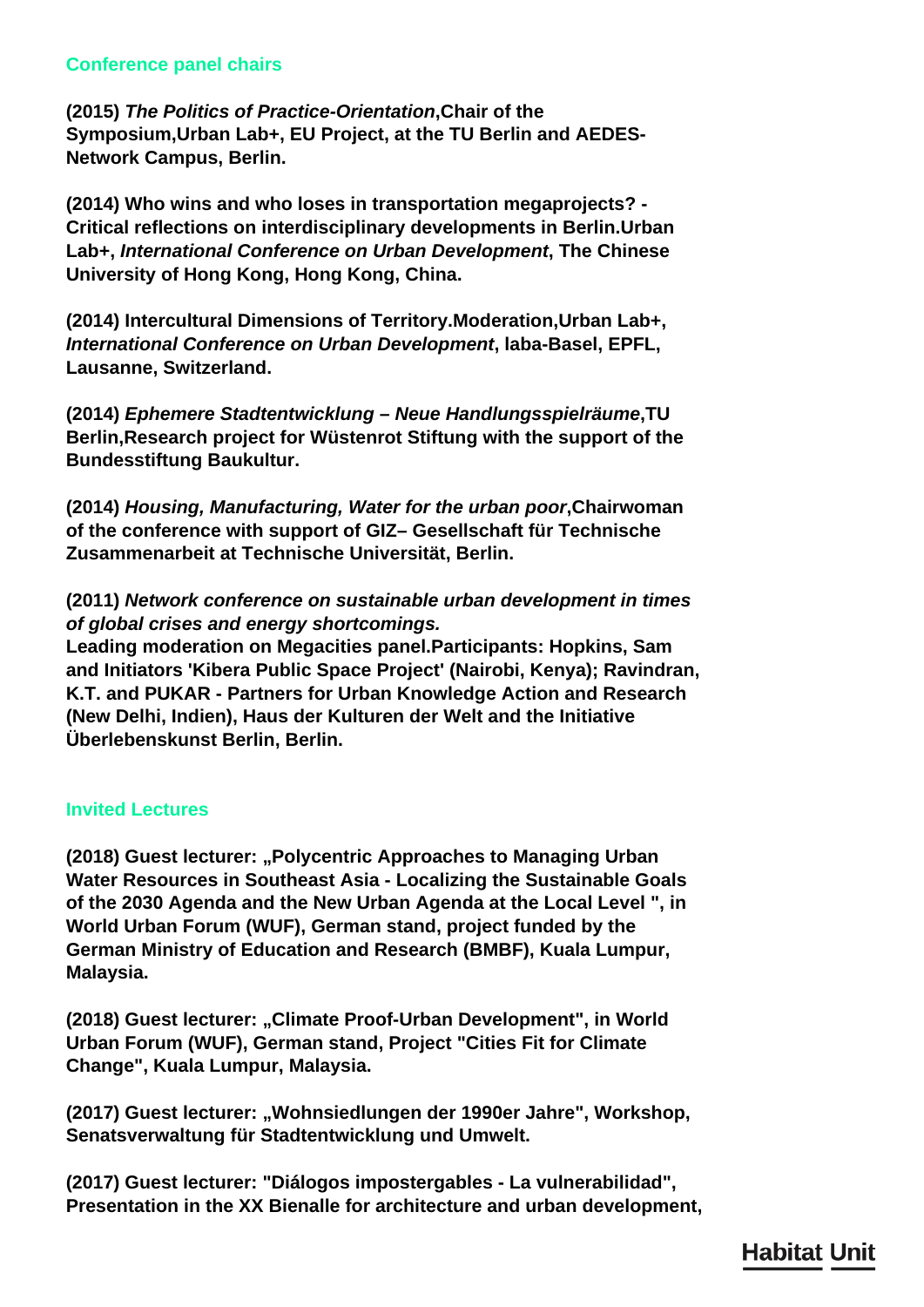## Conference panel chairs

**(2015) *The Politics of Practice-Orientation*,Chair of the Symposium,Urban Lab+, EU Project, at the TU Berlin and AEDES-Network Campus, Berlin.**

**(2014) Who wins and who loses in transportation megaprojects? - Critical reflections on interdisciplinary developments in Berlin.Urban Lab+, *International Conference on Urban Development*, The Chinese University of Hong Kong, Hong Kong, China.**

**(2014) Intercultural Dimensions of Territory.Moderation,Urban Lab+, *International Conference on Urban Development*, laba-Basel, EPFL, Lausanne, Switzerland.**

**(2014) *Ephemere Stadtentwicklung – Neue Handlungsspielräume*,TU Berlin,Research project for Wüstenrot Stiftung with the support of the Bundesstiftung Baukultur.**

**(2014) *Housing, Manufacturing, Water for the urban poor*,Chairwoman of the conference with support of GIZ– Gesellschaft für Technische Zusammenarbeit at Technische Universität, Berlin.**

**(2011) *Network conference on sustainable urban development in times of global crises and energy shortcomings.***
**Leading moderation on Megacities panel.Participants: Hopkins, Sam and Initiators 'Kibera Public Space Project' (Nairobi, Kenya); Ravindran, K.T. and PUKAR - Partners for Urban Knowledge Action and Research (New Delhi, Indien), Haus der Kulturen der Welt and the Initiative Überlebenskunst Berlin, Berlin.**

## Invited Lectures

**(2018) Guest lecturer: „Polycentric Approaches to Managing Urban Water Resources in Southeast Asia - Localizing the Sustainable Goals of the 2030 Agenda and the New Urban Agenda at the Local Level ", in World Urban Forum (WUF), German stand, project funded by the German Ministry of Education and Research (BMBF), Kuala Lumpur, Malaysia.**

**(2018) Guest lecturer: „Climate Proof-Urban Development", in World Urban Forum (WUF), German stand, Project "Cities Fit for Climate Change", Kuala Lumpur, Malaysia.**

**(2017) Guest lecturer: „Wohnsiedlungen der 1990er Jahre", Workshop, Senatsverwaltung für Stadtentwicklung und Umwelt.**

**(2017) Guest lecturer: "Diálogos impostergables - La vulnerabilidad", Presentation in the XX Bienalle for architecture and urban development,**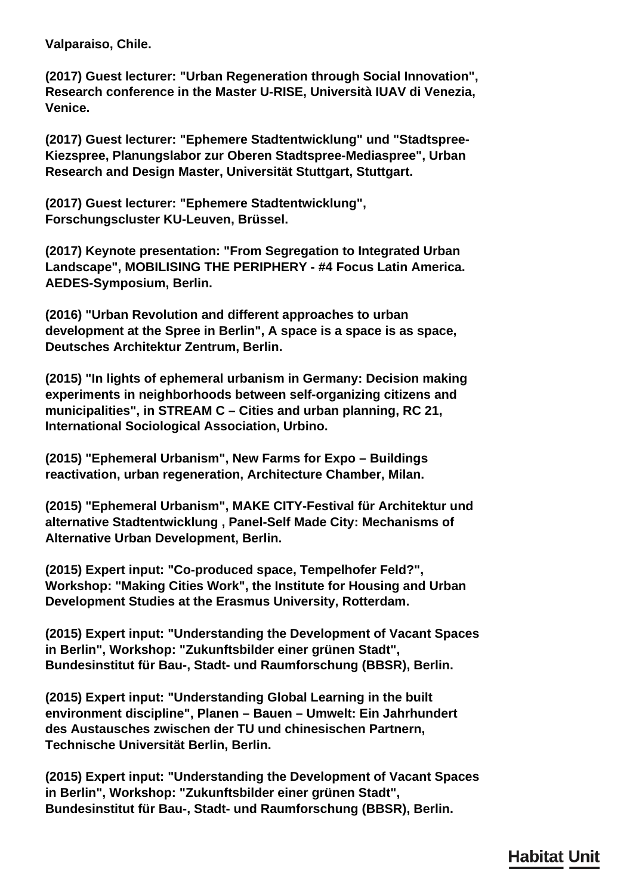**Valparaiso, Chile.**

**(2017) Guest lecturer: "Urban Regeneration through Social Innovation", Research conference in the Master U-RISE, Università IUAV di Venezia, Venice.**

**(2017) Guest lecturer: "Ephemere Stadtentwicklung" und "Stadtspree-Kiezspree, Planungslabor zur Oberen Stadtspree-Mediaspree", Urban Research and Design Master, Universität Stuttgart, Stuttgart.**

**(2017) Guest lecturer: "Ephemere Stadtentwicklung", Forschungscluster KU-Leuven, Brüssel.**

**(2017) Keynote presentation: "From Segregation to Integrated Urban Landscape", MOBILISING THE PERIPHERY - #4 Focus Latin America. AEDES-Symposium, Berlin.**

**(2016) "Urban Revolution and different approaches to urban development at the Spree in Berlin", A space is a space is as space, Deutsches Architektur Zentrum, Berlin.**

**(2015) "In lights of ephemeral urbanism in Germany: Decision making experiments in neighborhoods between self-organizing citizens and municipalities", in STREAM C – Cities and urban planning, RC 21, International Sociological Association, Urbino.**

**(2015) "Ephemeral Urbanism", New Farms for Expo – Buildings reactivation, urban regeneration, Architecture Chamber, Milan.**

**(2015) "Ephemeral Urbanism", MAKE CITY-Festival für Architektur und alternative Stadtentwicklung , Panel-Self Made City: Mechanisms of Alternative Urban Development, Berlin.**

**(2015) Expert input: "Co-produced space, Tempelhofer Feld?", Workshop: "Making Cities Work", the Institute for Housing and Urban Development Studies at the Erasmus University, Rotterdam.**

**(2015) Expert input: "Understanding the Development of Vacant Spaces in Berlin", Workshop: "Zukunftsbilder einer grünen Stadt", Bundesinstitut für Bau-, Stadt- und Raumforschung (BBSR), Berlin.**

**(2015) Expert input: "Understanding Global Learning in the built environment discipline", Planen – Bauen – Umwelt: Ein Jahrhundert des Austausches zwischen der TU und chinesischen Partnern, Technische Universität Berlin, Berlin.**

**(2015) Expert input: "Understanding the Development of Vacant Spaces in Berlin", Workshop: "Zukunftsbilder einer grünen Stadt", Bundesinstitut für Bau-, Stadt- und Raumforschung (BBSR), Berlin.**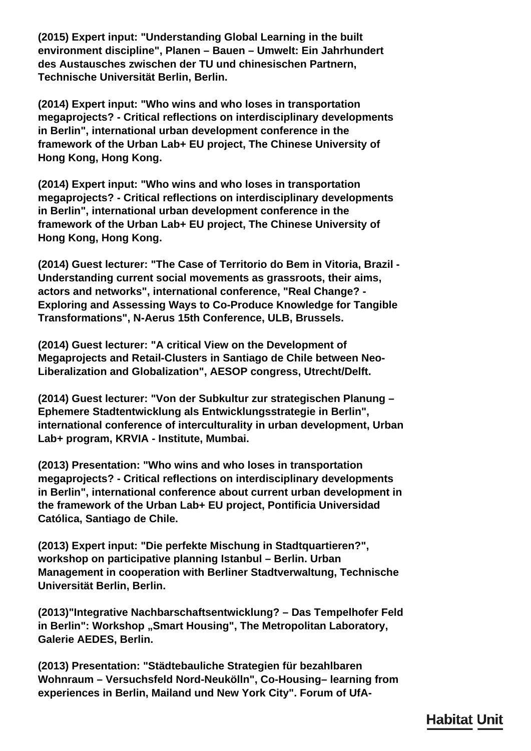**(2015) Expert input: "Understanding Global Learning in the built environment discipline", Planen – Bauen – Umwelt: Ein Jahrhundert des Austausches zwischen der TU und chinesischen Partnern, Technische Universität Berlin, Berlin.**

**(2014) Expert input: "Who wins and who loses in transportation megaprojects? - Critical reflections on interdisciplinary developments in Berlin", international urban development conference in the framework of the Urban Lab+ EU project, The Chinese University of Hong Kong, Hong Kong.**

**(2014) Expert input: "Who wins and who loses in transportation megaprojects? - Critical reflections on interdisciplinary developments in Berlin", international urban development conference in the framework of the Urban Lab+ EU project, The Chinese University of Hong Kong, Hong Kong.**

**(2014) Guest lecturer: "The Case of Territorio do Bem in Vitoria, Brazil - Understanding current social movements as grassroots, their aims, actors and networks", international conference, "Real Change? - Exploring and Assessing Ways to Co-Produce Knowledge for Tangible Transformations", N-Aerus 15th Conference, ULB, Brussels.**

**(2014) Guest lecturer: "A critical View on the Development of Megaprojects and Retail-Clusters in Santiago de Chile between Neo-Liberalization and Globalization", AESOP congress, Utrecht/Delft.**

**(2014) Guest lecturer: "Von der Subkultur zur strategischen Planung – Ephemere Stadtentwicklung als Entwicklungsstrategie in Berlin", international conference of interculturality in urban development, Urban Lab+ program, KRVIA - Institute, Mumbai.**

**(2013) Presentation: "Who wins and who loses in transportation megaprojects? - Critical reflections on interdisciplinary developments in Berlin", international conference about current urban development in the framework of the Urban Lab+ EU project, Pontificia Universidad Católica, Santiago de Chile.**

**(2013) Expert input: "Die perfekte Mischung in Stadtquartieren?", workshop on participative planning Istanbul – Berlin. Urban Management in cooperation with Berliner Stadtverwaltung, Technische Universität Berlin, Berlin.**

**(2013)"Integrative Nachbarschaftsentwicklung? – Das Tempelhofer Feld in Berlin": Workshop „Smart Housing", The Metropolitan Laboratory, Galerie AEDES, Berlin.**

**(2013) Presentation: "Städtebauliche Strategien für bezahlbaren Wohnraum – Versuchsfeld Nord-Neukölln", Co-Housing– learning from experiences in Berlin, Mailand und New York City". Forum of UfA-**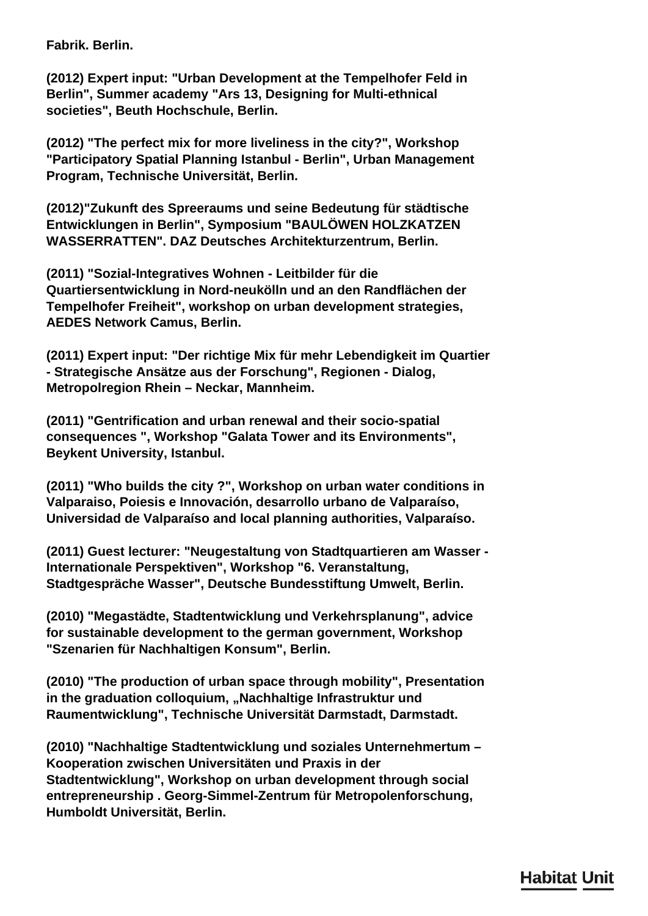**Fabrik. Berlin.**

**(2012) Expert input: "Urban Development at the Tempelhofer Feld in Berlin", Summer academy "Ars 13, Designing for Multi-ethnical societies", Beuth Hochschule, Berlin.**

**(2012) "The perfect mix for more liveliness in the city?", Workshop "Participatory Spatial Planning Istanbul - Berlin", Urban Management Program, Technische Universität, Berlin.**

**(2012)"Zukunft des Spreeraums und seine Bedeutung für städtische Entwicklungen in Berlin", Symposium "BAULÖWEN HOLZKATZEN WASSERRATTEN". DAZ Deutsches Architekturzentrum, Berlin.**

**(2011) "Sozial-Integratives Wohnen - Leitbilder für die Quartiersentwicklung in Nord-neukölln und an den Randflächen der Tempelhofer Freiheit", workshop on urban development strategies, AEDES Network Camus, Berlin.**

**(2011) Expert input: "Der richtige Mix für mehr Lebendigkeit im Quartier - Strategische Ansätze aus der Forschung", Regionen - Dialog, Metropolregion Rhein – Neckar, Mannheim.**

**(2011) "Gentrification and urban renewal and their socio-spatial consequences ", Workshop "Galata Tower and its Environments", Beykent University, Istanbul.**

**(2011) "Who builds the city ?", Workshop on urban water conditions in Valparaiso, Poiesis e Innovación, desarrollo urbano de Valparaíso, Universidad de Valparaíso and local planning authorities, Valparaíso.**

**(2011) Guest lecturer: "Neugestaltung von Stadtquartieren am Wasser - Internationale Perspektiven", Workshop "6. Veranstaltung, Stadtgespräche Wasser", Deutsche Bundesstiftung Umwelt, Berlin.**

**(2010) "Megastädte, Stadtentwicklung und Verkehrsplanung", advice for sustainable development to the german government, Workshop "Szenarien für Nachhaltigen Konsum", Berlin.**

**(2010) "The production of urban space through mobility", Presentation in the graduation colloquium, „Nachhaltige Infrastruktur und Raumentwicklung", Technische Universität Darmstadt, Darmstadt.**

**(2010) "Nachhaltige Stadtentwicklung und soziales Unternehmertum – Kooperation zwischen Universitäten und Praxis in der Stadtentwicklung", Workshop on urban development through social entrepreneurship . Georg-Simmel-Zentrum für Metropolenforschung, Humboldt Universität, Berlin.**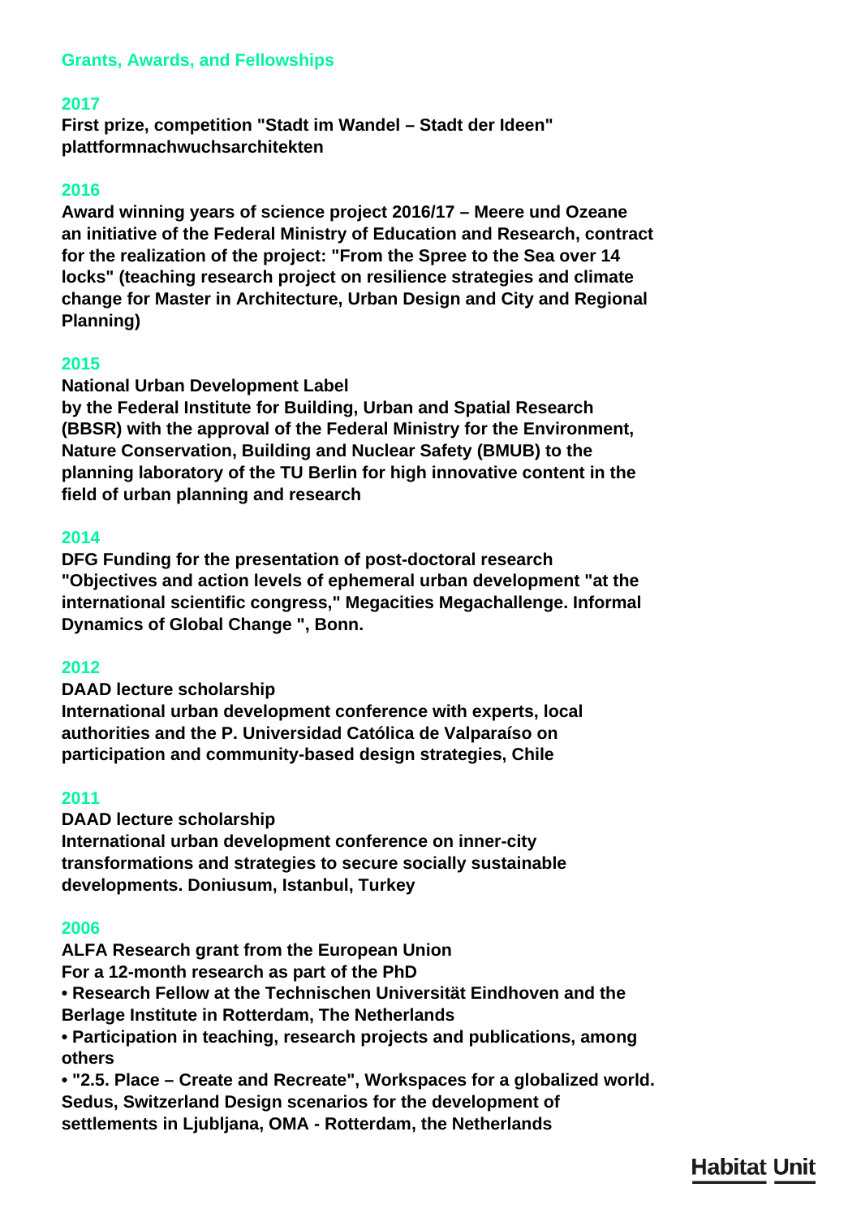## Grants, Awards, and Fellowships

### 2017

**First prize, competition "Stadt im Wandel – Stadt der Ideen" plattformnachwuchsarchitekten**

### 2016

**Award winning years of science project 2016/17 – Meere und Ozeane an initiative of the Federal Ministry of Education and Research, contract for the realization of the project: "From the Spree to the Sea over 14 locks" (teaching research project on resilience strategies and climate change for Master in Architecture, Urban Design and City and Regional Planning)**

### 2015

**National Urban Development Label by the Federal Institute for Building, Urban and Spatial Research (BBSR) with the approval of the Federal Ministry for the Environment, Nature Conservation, Building and Nuclear Safety (BMUB) to the planning laboratory of the TU Berlin for high innovative content in the field of urban planning and research**

### 2014

**DFG Funding for the presentation of post-doctoral research "Objectives and action levels of ephemeral urban development "at the international scientific congress," Megacities Megachallenge. Informal Dynamics of Global Change ", Bonn.**

### 2012

**DAAD lecture scholarship**
**International urban development conference with experts, local authorities and the P. Universidad Católica de Valparaíso on participation and community-based design strategies, Chile**

### 2011

**DAAD lecture scholarship**
**International urban development conference on inner-city transformations and strategies to secure socially sustainable developments. Doniusum, Istanbul, Turkey**

### 2006

**ALFA Research grant from the European Union**
**For a 12-month research as part of the PhD**

- **Research Fellow at the Technischen Universität Eindhoven and the Berlage Institute in Rotterdam, The Netherlands**
- **Participation in teaching, research projects and publications, among others**
- **"2.5. Place – Create and Recreate", Workspaces for a globalized world. Sedus, Switzerland Design scenarios for the development of settlements in Ljubljana, OMA - Rotterdam, the Netherlands**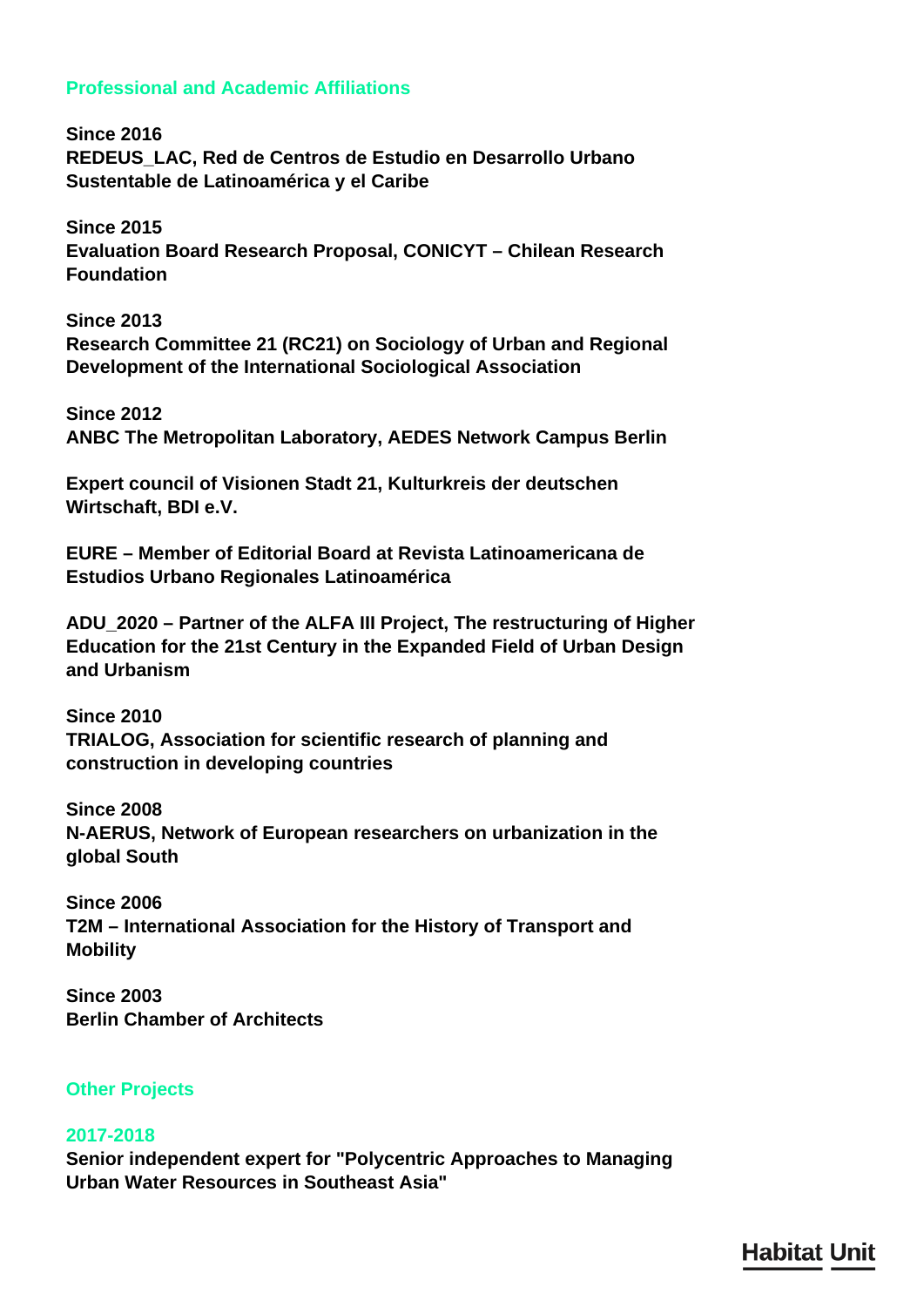## Professional and Academic Affiliations

**Since 2016**
**REDEUS_LAC, Red de Centros de Estudio en Desarrollo Urbano Sustentable de Latinoamérica y el Caribe**

**Since 2015**
**Evaluation Board Research Proposal, CONICYT – Chilean Research Foundation**

**Since 2013**
**Research Committee 21 (RC21) on Sociology of Urban and Regional Development of the International Sociological Association**

**Since 2012**
**ANBC The Metropolitan Laboratory, AEDES Network Campus Berlin**

**Expert council of Visionen Stadt 21, Kulturkreis der deutschen Wirtschaft, BDI e.V.**

**EURE – Member of Editorial Board at Revista Latinoamericana de Estudios Urbano Regionales Latinoamérica**

**ADU_2020 – Partner of the ALFA III Project, The restructuring of Higher Education for the 21st Century in the Expanded Field of Urban Design and Urbanism**

**Since 2010**
**TRIALOG, Association for scientific research of planning and construction in developing countries**

**Since 2008**
**N-AERUS, Network of European researchers on urbanization in the global South**

**Since 2006**
**T2M – International Association for the History of Transport and Mobility**

**Since 2003**
**Berlin Chamber of Architects**

## Other Projects

### 2017-2018

**Senior independent expert for "Polycentric Approaches to Managing Urban Water Resources in Southeast Asia"**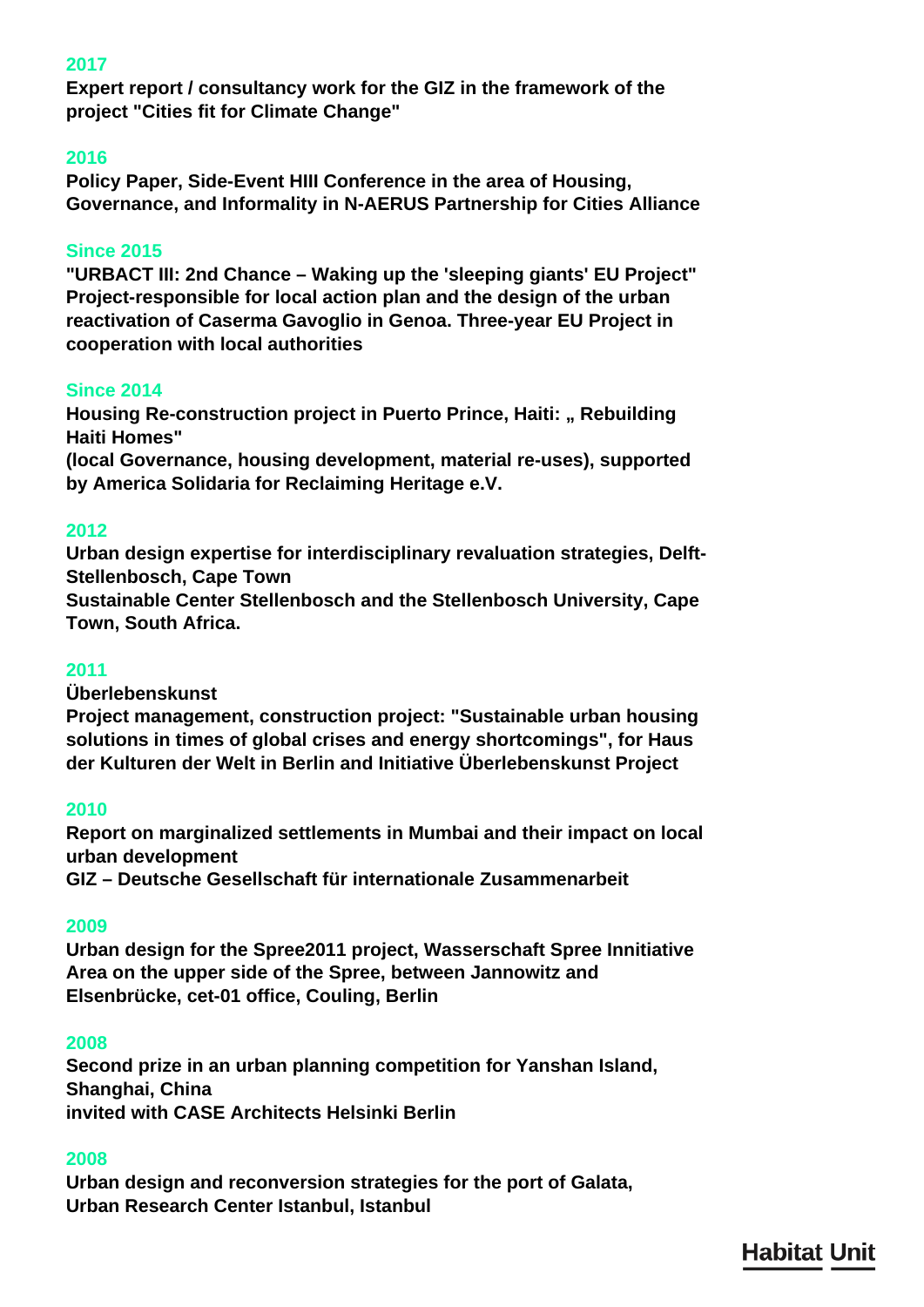**2017**

**Expert report / consultancy work for the GIZ in the framework of the project "Cities fit for Climate Change"**

**2016**

**Policy Paper, Side-Event HIII Conference in the area of Housing, Governance, and Informality in N-AERUS Partnership for Cities Alliance**

**Since 2015**

**"URBACT III: 2nd Chance – Waking up the 'sleeping giants' EU Project"**
**Project-responsible for local action plan and the design of the urban reactivation of Caserma Gavoglio in Genoa. Three-year EU Project in cooperation with local authorities**

**Since 2014**

**Housing Re-construction project in Puerto Prince, Haiti: „ Rebuilding Haiti Homes"**
**(local Governance, housing development, material re-uses), supported by America Solidaria for Reclaiming Heritage e.V.**

**2012**

**Urban design expertise for interdisciplinary revaluation strategies, Delft-Stellenbosch, Cape Town**
**Sustainable Center Stellenbosch and the Stellenbosch University, Cape Town, South Africa.**

**2011**

**Überlebenskunst**
**Project management, construction project: "Sustainable urban housing solutions in times of global crises and energy shortcomings", for Haus der Kulturen der Welt in Berlin and Initiative Überlebenskunst Project**

**2010**

**Report on marginalized settlements in Mumbai and their impact on local urban development**
**GIZ – Deutsche Gesellschaft für internationale Zusammenarbeit**

**2009**

**Urban design for the Spree2011 project, Wasserschaft Spree Innitiative Area on the upper side of the Spree, between Jannowitz and Elsenbrücke, cet-01 office, Couling, Berlin**

**2008**

**Second prize in an urban planning competition for Yanshan Island, Shanghai, China**
**invited with CASE Architects Helsinki Berlin**

**2008**

**Urban design and reconversion strategies for the port of Galata, Urban Research Center Istanbul, Istanbul**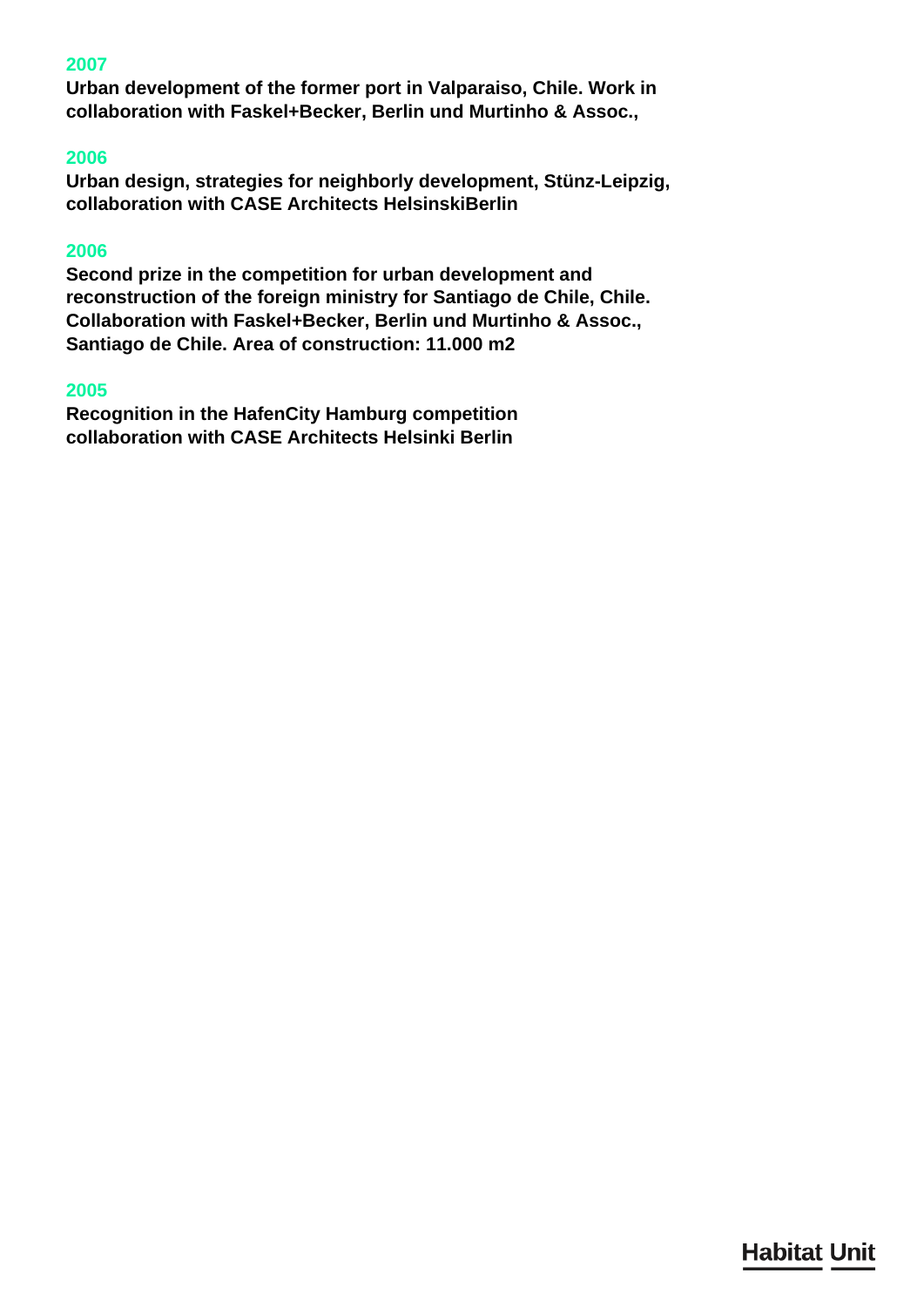**2007**

**Urban development of the former port in Valparaiso, Chile. Work in collaboration with Faskel+Becker, Berlin und Murtinho & Assoc.,**

**2006**

**Urban design, strategies for neighborly development, Stünz-Leipzig, collaboration with CASE Architects HelsinskiBerlin**

**2006**

**Second prize in the competition for urban development and reconstruction of the foreign ministry for Santiago de Chile, Chile. Collaboration with Faskel+Becker, Berlin und Murtinho & Assoc., Santiago de Chile. Area of construction: 11.000 m2**

**2005**

**Recognition in the HafenCity Hamburg competition collaboration with CASE Architects Helsinki Berlin**